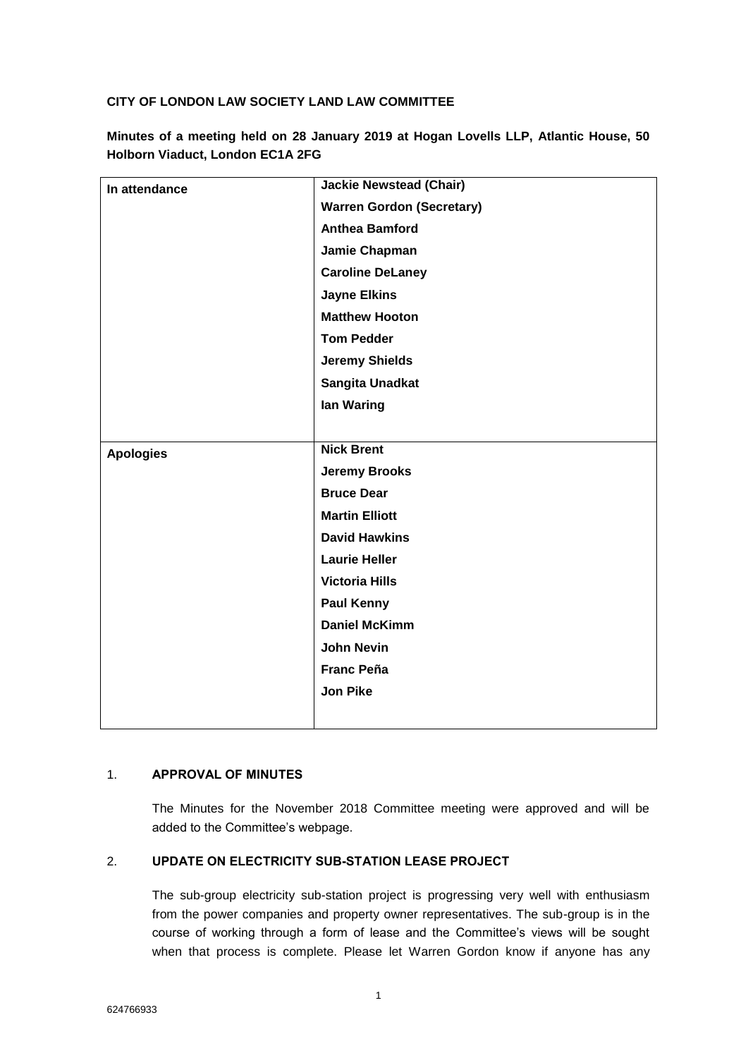**CITY OF LONDON LAW SOCIETY LAND LAW COMMITTEE**

**Minutes of a meeting held on 28 January 2019 at Hogan Lovells LLP, Atlantic House, 50 Holborn Viaduct, London EC1A 2FG**

| | |
|---|---|
| **In attendance** | **Jackie Newstead (Chair)**<br>**Warren Gordon (Secretary)**<br>**Anthea Bamford**<br>**Jamie Chapman**<br>**Caroline DeLaney**<br>**Jayne Elkins**<br>**Matthew Hooton**<br>**Tom Pedder**<br>**Jeremy Shields**<br>**Sangita Unadkat**<br>**Ian Waring** |
| **Apologies** | **Nick Brent**<br>**Jeremy Brooks**<br>**Bruce Dear**<br>**Martin Elliott**<br>**David Hawkins**<br>**Laurie Heller**<br>**Victoria Hills**<br>**Paul Kenny**<br>**Daniel McKimm**<br>**John Nevin**<br>**Franc Peña**<br>**Jon Pike** |

1. **APPROVAL OF MINUTES**

   The Minutes for the November 2018 Committee meeting were approved and will be added to the Committee's webpage.

2. **UPDATE ON ELECTRICITY SUB-STATION LEASE PROJECT**

   The sub-group electricity sub-station project is progressing very well with enthusiasm from the power companies and property owner representatives. The sub-group is in the course of working through a form of lease and the Committee's views will be sought when that process is complete. Please let Warren Gordon know if anyone has any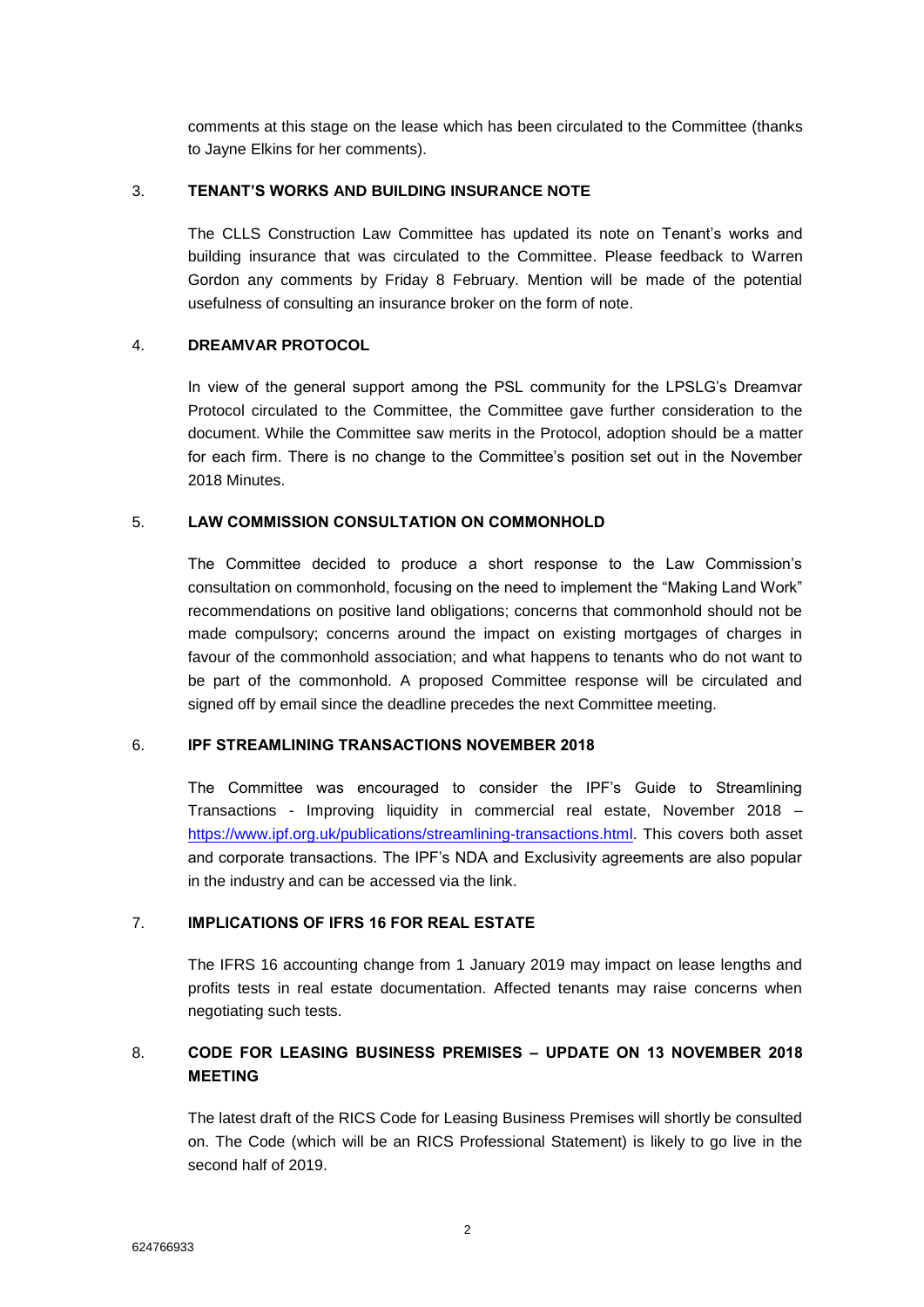comments at this stage on the lease which has been circulated to the Committee (thanks to Jayne Elkins for her comments).

3. **TENANT'S WORKS AND BUILDING INSURANCE NOTE**

The CLLS Construction Law Committee has updated its note on Tenant's works and building insurance that was circulated to the Committee. Please feedback to Warren Gordon any comments by Friday 8 February. Mention will be made of the potential usefulness of consulting an insurance broker on the form of note.

4. **DREAMVAR PROTOCOL**

In view of the general support among the PSL community for the LPSLG's Dreamvar Protocol circulated to the Committee, the Committee gave further consideration to the document. While the Committee saw merits in the Protocol, adoption should be a matter for each firm. There is no change to the Committee's position set out in the November 2018 Minutes.

5. **LAW COMMISSION CONSULTATION ON COMMONHOLD**

The Committee decided to produce a short response to the Law Commission's consultation on commonhold, focusing on the need to implement the "Making Land Work" recommendations on positive land obligations; concerns that commonhold should not be made compulsory; concerns around the impact on existing mortgages of charges in favour of the commonhold association; and what happens to tenants who do not want to be part of the commonhold. A proposed Committee response will be circulated and signed off by email since the deadline precedes the next Committee meeting.

6. **IPF STREAMLINING TRANSACTIONS NOVEMBER 2018**

The Committee was encouraged to consider the IPF's Guide to Streamlining Transactions - Improving liquidity in commercial real estate, November 2018 – https://www.ipf.org.uk/publications/streamlining-transactions.html. This covers both asset and corporate transactions. The IPF's NDA and Exclusivity agreements are also popular in the industry and can be accessed via the link.

7. **IMPLICATIONS OF IFRS 16 FOR REAL ESTATE**

The IFRS 16 accounting change from 1 January 2019 may impact on lease lengths and profits tests in real estate documentation. Affected tenants may raise concerns when negotiating such tests.

8. **CODE FOR LEASING BUSINESS PREMISES – UPDATE ON 13 NOVEMBER 2018 MEETING**

The latest draft of the RICS Code for Leasing Business Premises will shortly be consulted on. The Code (which will be an RICS Professional Statement) is likely to go live in the second half of 2019.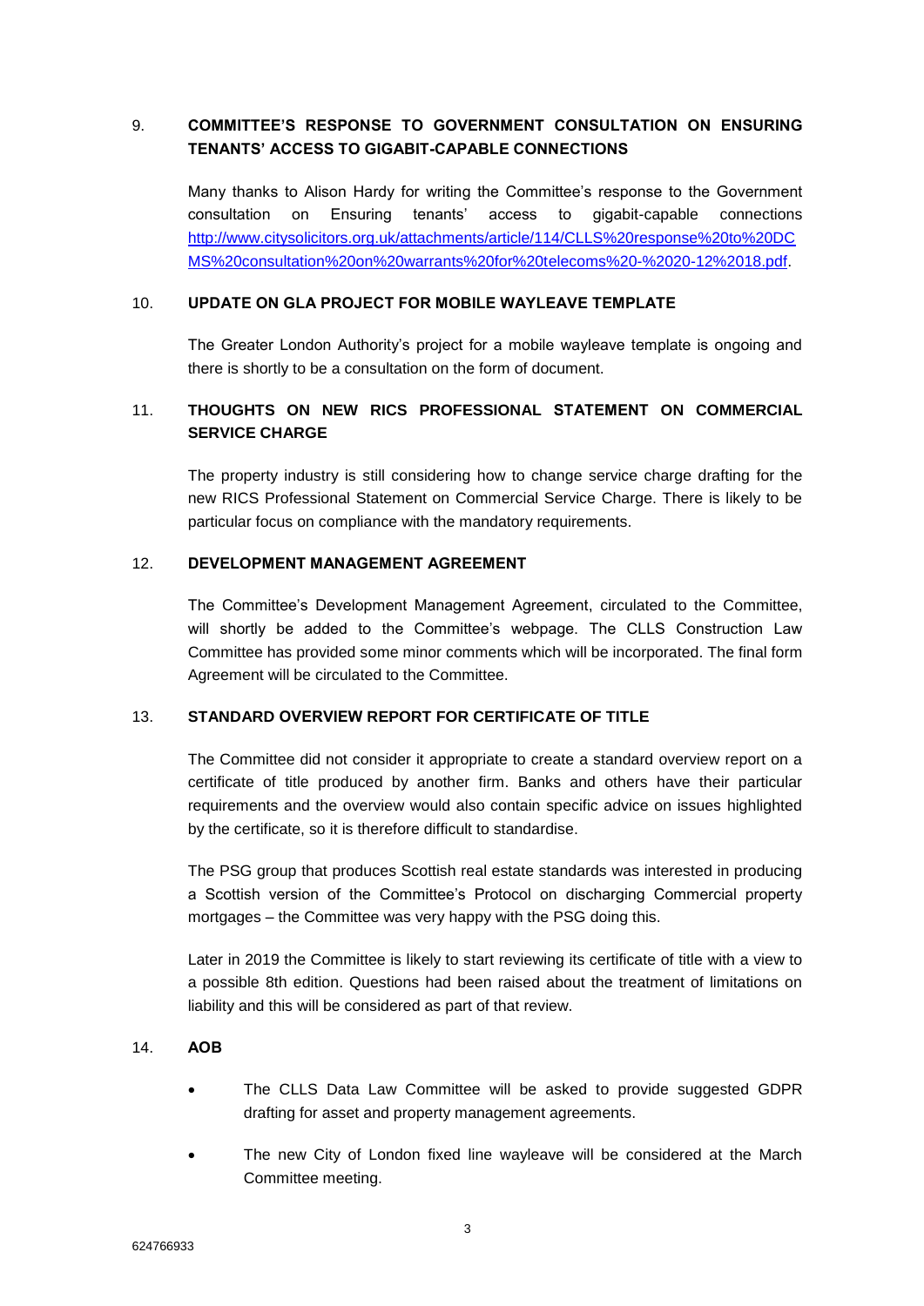## 9. COMMITTEE'S RESPONSE TO GOVERNMENT CONSULTATION ON ENSURING TENANTS' ACCESS TO GIGABIT-CAPABLE CONNECTIONS

Many thanks to Alison Hardy for writing the Committee's response to the Government consultation on Ensuring tenants' access to gigabit-capable connections http://www.citysolicitors.org.uk/attachments/article/114/CLLS%20response%20to%20DCMS%20consultation%20on%20warrants%20for%20telecoms%20-%2020-12%2018.pdf.

## 10. UPDATE ON GLA PROJECT FOR MOBILE WAYLEAVE TEMPLATE

The Greater London Authority's project for a mobile wayleave template is ongoing and there is shortly to be a consultation on the form of document.

## 11. THOUGHTS ON NEW RICS PROFESSIONAL STATEMENT ON COMMERCIAL SERVICE CHARGE

The property industry is still considering how to change service charge drafting for the new RICS Professional Statement on Commercial Service Charge. There is likely to be particular focus on compliance with the mandatory requirements.

## 12. DEVELOPMENT MANAGEMENT AGREEMENT

The Committee's Development Management Agreement, circulated to the Committee, will shortly be added to the Committee's webpage. The CLLS Construction Law Committee has provided some minor comments which will be incorporated. The final form Agreement will be circulated to the Committee.

## 13. STANDARD OVERVIEW REPORT FOR CERTIFICATE OF TITLE

The Committee did not consider it appropriate to create a standard overview report on a certificate of title produced by another firm. Banks and others have their particular requirements and the overview would also contain specific advice on issues highlighted by the certificate, so it is therefore difficult to standardise.

The PSG group that produces Scottish real estate standards was interested in producing a Scottish version of the Committee's Protocol on discharging Commercial property mortgages – the Committee was very happy with the PSG doing this.

Later in 2019 the Committee is likely to start reviewing its certificate of title with a view to a possible 8th edition. Questions had been raised about the treatment of limitations on liability and this will be considered as part of that review.

## 14. AOB

- The CLLS Data Law Committee will be asked to provide suggested GDPR drafting for asset and property management agreements.
- The new City of London fixed line wayleave will be considered at the March Committee meeting.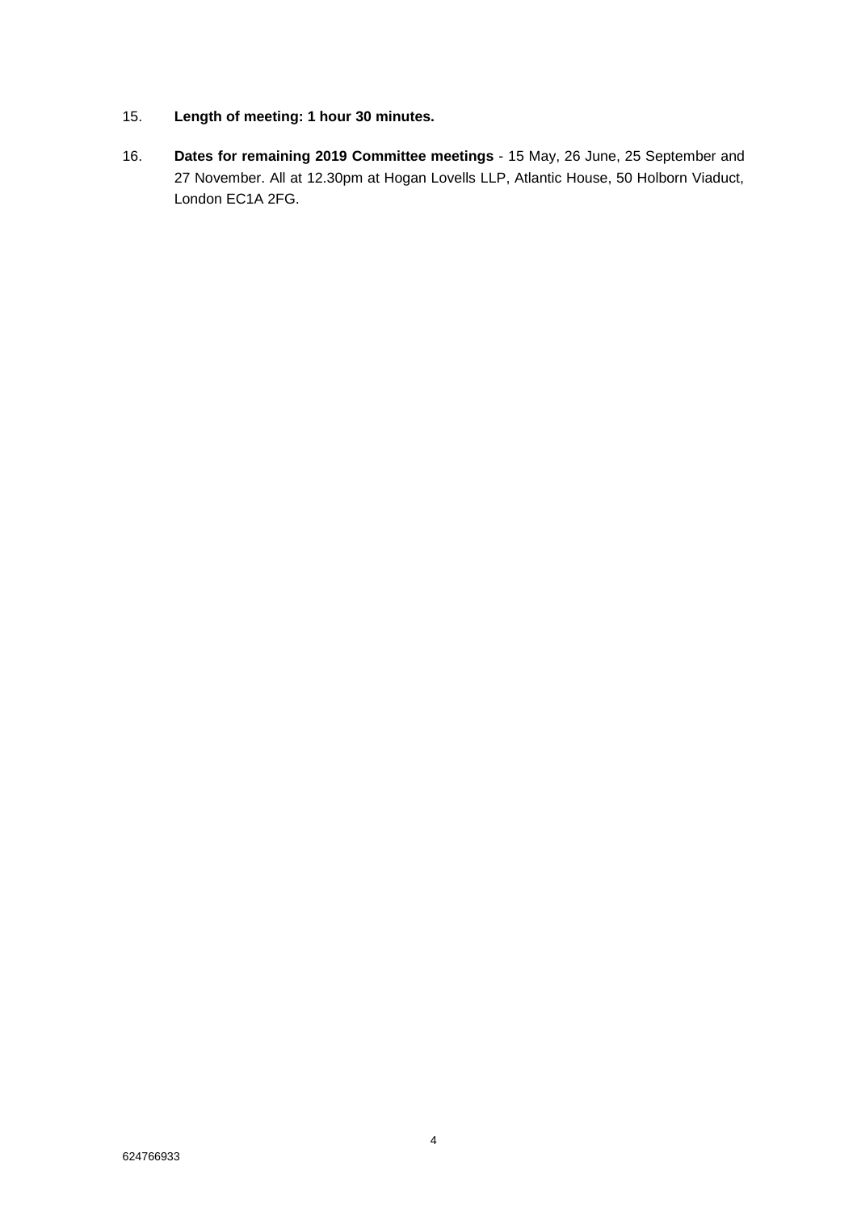15. **Length of meeting: 1 hour 30 minutes.**

16. **Dates for remaining 2019 Committee meetings** - 15 May, 26 June, 25 September and 27 November. All at 12.30pm at Hogan Lovells LLP, Atlantic House, 50 Holborn Viaduct, London EC1A 2FG.

624766933